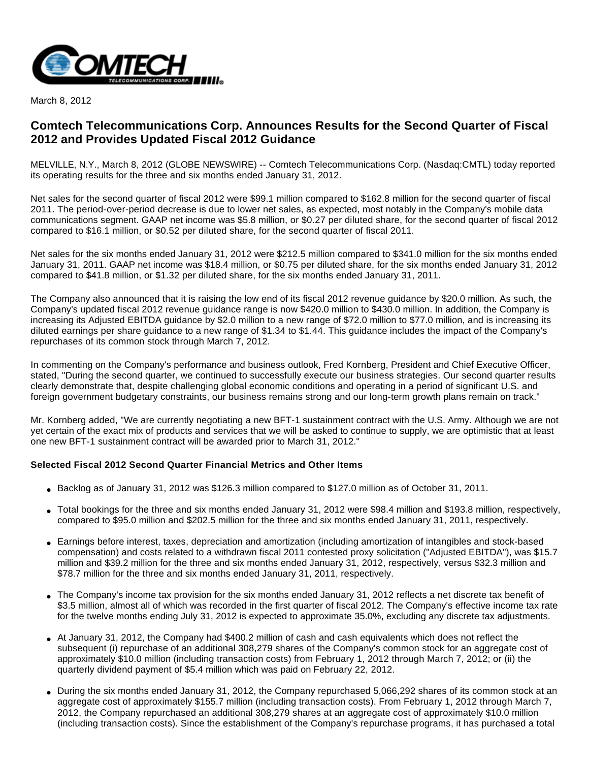March 8, 2012

# Comtech Telecommunications Corp. Announces Results for the Second Quarter of Fiscal 2012 and Provides Updated Fiscal 2012 Guidance

MELVILLE, N.Y., March 8, 2012 (GLOBE NEWSWIRE) -- Comtech Telecommunications Corp. (Nasdaq:CMTL) today reported its operating results for the three and six months ended January 31, 2012.

Net sales for the second quarter of fiscal 2012 were $99.1 million compared to $162.8 million for the second quarter of fiscal 2011. The period-over-period decrease is due to lower net sales, as expected, most notably in the Company's mobile data communications segment. GAAP net income was $5.8 million, or $0.27 per diluted share, for the second quarter of fiscal 2012 compared to $16.1 million, or $0.52 per diluted share, for the second quarter of fiscal 2011.

Net sales for the six months ended January 31, 2012 were $212.5 million compared to $341.0 million for the six months ended January 31, 2011. GAAP net income was $18.4 million, or $0.75 per diluted share, for the six months ended January 31, 2012 compared to $41.8 million, or $1.32 per diluted share, for the six months ended January 31, 2011.

The Company also announced that it is raising the low end of its fiscal 2012 revenue guidance by $20.0 million. As such, the Company's updated fiscal 2012 revenue guidance range is now $420.0 million to $430.0 million. In addition, the Company is increasing its Adjusted EBITDA guidance by $2.0 million to a new range of $72.0 million to $77.0 million, and is increasing its diluted earnings per share guidance to a new range of $1.34 to $1.44. This guidance includes the impact of the Company's repurchases of its common stock through March 7, 2012.

In commenting on the Company's performance and business outlook, Fred Kornberg, President and Chief Executive Officer, stated, "During the second quarter, we continued to successfully execute our business strategies. Our second quarter results clearly demonstrate that, despite challenging global economic conditions and operating in a period of significant U.S. and foreign government budgetary constraints, our business remains strong and our long-term growth plans remain on track."

Mr. Kornberg added, "We are currently negotiating a new BFT-1 sustainment contract with the U.S. Army. Although we are not yet certain of the exact mix of products and services that we will be asked to continue to supply, we are optimistic that at least one new BFT-1 sustainment contract will be awarded prior to March 31, 2012."

### Selected Fiscal 2012 Second Quarter Financial Metrics and Other Items

- Backlog as of January 31, 2012 was $126.3 million compared to $127.0 million as of October 31, 2011.
- Total bookings for the three and six months ended January 31, 2012 were $98.4 million and $193.8 million, respectively, compared to $95.0 million and $202.5 million for the three and six months ended January 31, 2011, respectively.
- Earnings before interest, taxes, depreciation and amortization (including amortization of intangibles and stock-based compensation) and costs related to a withdrawn fiscal 2011 contested proxy solicitation ("Adjusted EBITDA"), was $15.7 million and $39.2 million for the three and six months ended January 31, 2012, respectively, versus $32.3 million and $78.7 million for the three and six months ended January 31, 2011, respectively.
- The Company's income tax provision for the six months ended January 31, 2012 reflects a net discrete tax benefit of $3.5 million, almost all of which was recorded in the first quarter of fiscal 2012. The Company's effective income tax rate for the twelve months ending July 31, 2012 is expected to approximate 35.0%, excluding any discrete tax adjustments.
- At January 31, 2012, the Company had $400.2 million of cash and cash equivalents which does not reflect the subsequent (i) repurchase of an additional 308,279 shares of the Company's common stock for an aggregate cost of approximately $10.0 million (including transaction costs) from February 1, 2012 through March 7, 2012; or (ii) the quarterly dividend payment of $5.4 million which was paid on February 22, 2012.
- During the six months ended January 31, 2012, the Company repurchased 5,066,292 shares of its common stock at an aggregate cost of approximately $155.7 million (including transaction costs). From February 1, 2012 through March 7, 2012, the Company repurchased an additional 308,279 shares at an aggregate cost of approximately $10.0 million (including transaction costs). Since the establishment of the Company's repurchase programs, it has purchased a total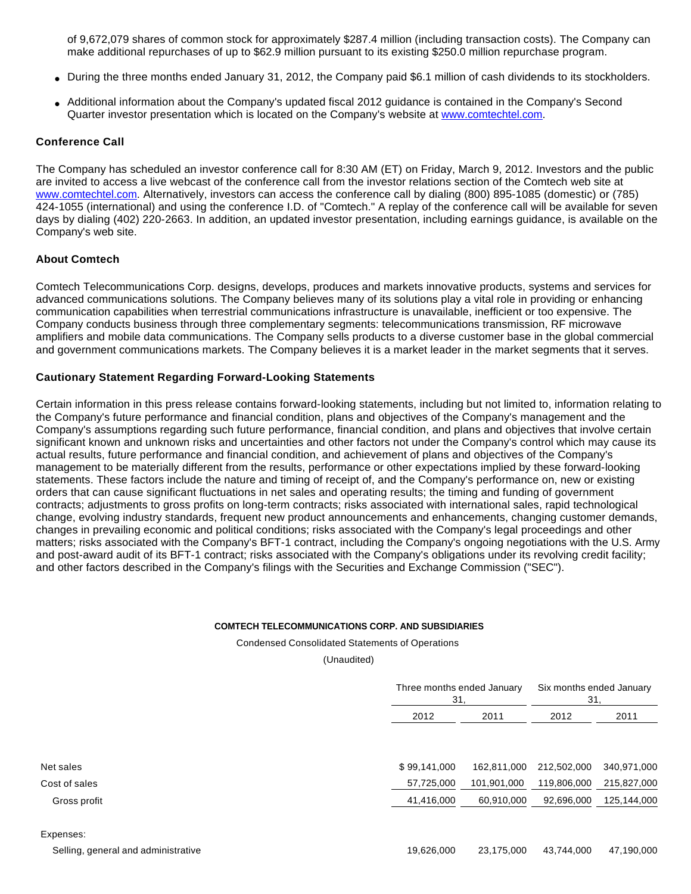of 9,672,079 shares of common stock for approximately $287.4 million (including transaction costs). The Company can make additional repurchases of up to $62.9 million pursuant to its existing $250.0 million repurchase program.

- During the three months ended January 31, 2012, the Company paid $6.1 million of cash dividends to its stockholders.
- Additional information about the Company's updated fiscal 2012 guidance is contained in the Company's Second Quarter investor presentation which is located on the Company's website at www.comtechtel.com.

**Conference Call**

The Company has scheduled an investor conference call for 8:30 AM (ET) on Friday, March 9, 2012. Investors and the public are invited to access a live webcast of the conference call from the investor relations section of the Comtech web site at www.comtechtel.com. Alternatively, investors can access the conference call by dialing (800) 895-1085 (domestic) or (785) 424-1055 (international) and using the conference I.D. of "Comtech." A replay of the conference call will be available for seven days by dialing (402) 220-2663. In addition, an updated investor presentation, including earnings guidance, is available on the Company's web site.

**About Comtech**

Comtech Telecommunications Corp. designs, develops, produces and markets innovative products, systems and services for advanced communications solutions. The Company believes many of its solutions play a vital role in providing or enhancing communication capabilities when terrestrial communications infrastructure is unavailable, inefficient or too expensive. The Company conducts business through three complementary segments: telecommunications transmission, RF microwave amplifiers and mobile data communications. The Company sells products to a diverse customer base in the global commercial and government communications markets. The Company believes it is a market leader in the market segments that it serves.

**Cautionary Statement Regarding Forward-Looking Statements**

Certain information in this press release contains forward-looking statements, including but not limited to, information relating to the Company's future performance and financial condition, plans and objectives of the Company's management and the Company's assumptions regarding such future performance, financial condition, and plans and objectives that involve certain significant known and unknown risks and uncertainties and other factors not under the Company's control which may cause its actual results, future performance and financial condition, and achievement of plans and objectives of the Company's management to be materially different from the results, performance or other expectations implied by these forward-looking statements. These factors include the nature and timing of receipt of, and the Company's performance on, new or existing orders that can cause significant fluctuations in net sales and operating results; the timing and funding of government contracts; adjustments to gross profits on long-term contracts; risks associated with international sales, rapid technological change, evolving industry standards, frequent new product announcements and enhancements, changing customer demands, changes in prevailing economic and political conditions; risks associated with the Company's legal proceedings and other matters; risks associated with the Company's BFT-1 contract, including the Company's ongoing negotiations with the U.S. Army and post-award audit of its BFT-1 contract; risks associated with the Company's obligations under its revolving credit facility; and other factors described in the Company's filings with the Securities and Exchange Commission ("SEC").

**COMTECH TELECOMMUNICATIONS CORP. AND SUBSIDIARIES**

Condensed Consolidated Statements of Operations

(Unaudited)

| | Three months ended January 31, | | Six months ended January 31, | |
|---|---|---|---|---|
| | 2012 | 2011 | 2012 | 2011 |
| Net sales | $ 99,141,000 | 162,811,000 | 212,502,000 | 340,971,000 |
| Cost of sales | 57,725,000 | 101,901,000 | 119,806,000 | 215,827,000 |
| Gross profit | 41,416,000 | 60,910,000 | 92,696,000 | 125,144,000 |
| Expenses: | | | | |
| Selling, general and administrative | 19,626,000 | 23,175,000 | 43,744,000 | 47,190,000 |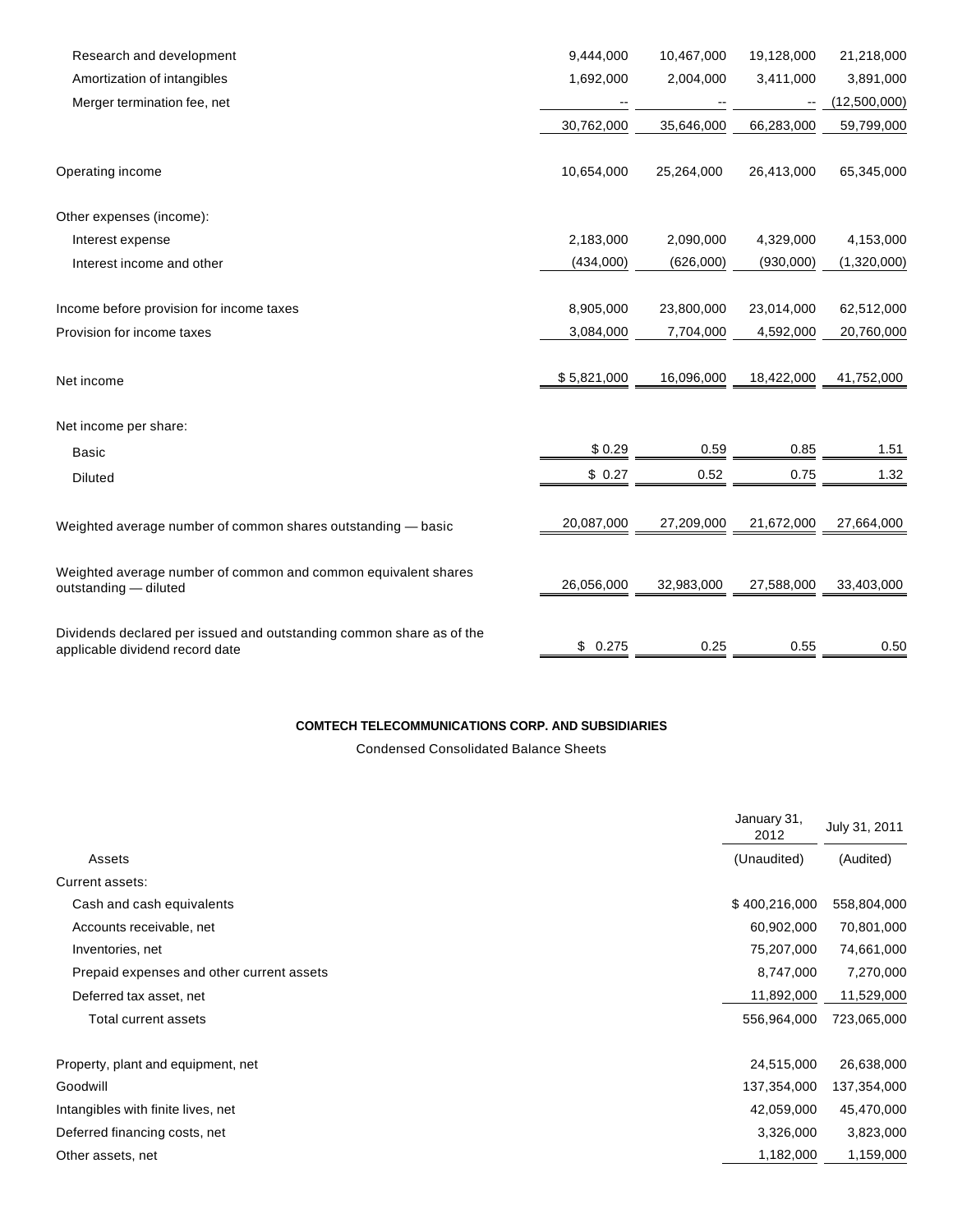| | | | | |
|---|---|---|---|---|
| Research and development | 9,444,000 | 10,467,000 | 19,128,000 | 21,218,000 |
| Amortization of intangibles | 1,692,000 | 2,004,000 | 3,411,000 | 3,891,000 |
| Merger termination fee, net | -- | -- | -- | (12,500,000) |
| | 30,762,000 | 35,646,000 | 66,283,000 | 59,799,000 |
| Operating income | 10,654,000 | 25,264,000 | 26,413,000 | 65,345,000 |
| Other expenses (income): | | | | |
| Interest expense | 2,183,000 | 2,090,000 | 4,329,000 | 4,153,000 |
| Interest income and other | (434,000) | (626,000) | (930,000) | (1,320,000) |
| Income before provision for income taxes | 8,905,000 | 23,800,000 | 23,014,000 | 62,512,000 |
| Provision for income taxes | 3,084,000 | 7,704,000 | 4,592,000 | 20,760,000 |
| Net income | $ 5,821,000 | 16,096,000 | 18,422,000 | 41,752,000 |
| Net income per share: | | | | |
| Basic | $ 0.29 | 0.59 | 0.85 | 1.51 |
| Diluted | $ 0.27 | 0.52 | 0.75 | 1.32 |
| Weighted average number of common shares outstanding — basic | 20,087,000 | 27,209,000 | 21,672,000 | 27,664,000 |
| Weighted average number of common and common equivalent shares outstanding — diluted | 26,056,000 | 32,983,000 | 27,588,000 | 33,403,000 |
| Dividends declared per issued and outstanding common share as of the applicable dividend record date | $ 0.275 | 0.25 | 0.55 | 0.50 |

**COMTECH TELECOMMUNICATIONS CORP. AND SUBSIDIARIES**

Condensed Consolidated Balance Sheets

| | January 31, 2012 | July 31, 2011 |
|---|---|---|
| Assets | (Unaudited) | (Audited) |
| Current assets: | | |
| Cash and cash equivalents | $ 400,216,000 | 558,804,000 |
| Accounts receivable, net | 60,902,000 | 70,801,000 |
| Inventories, net | 75,207,000 | 74,661,000 |
| Prepaid expenses and other current assets | 8,747,000 | 7,270,000 |
| Deferred tax asset, net | 11,892,000 | 11,529,000 |
| Total current assets | 556,964,000 | 723,065,000 |
| Property, plant and equipment, net | 24,515,000 | 26,638,000 |
| Goodwill | 137,354,000 | 137,354,000 |
| Intangibles with finite lives, net | 42,059,000 | 45,470,000 |
| Deferred financing costs, net | 3,326,000 | 3,823,000 |
| Other assets, net | 1,182,000 | 1,159,000 |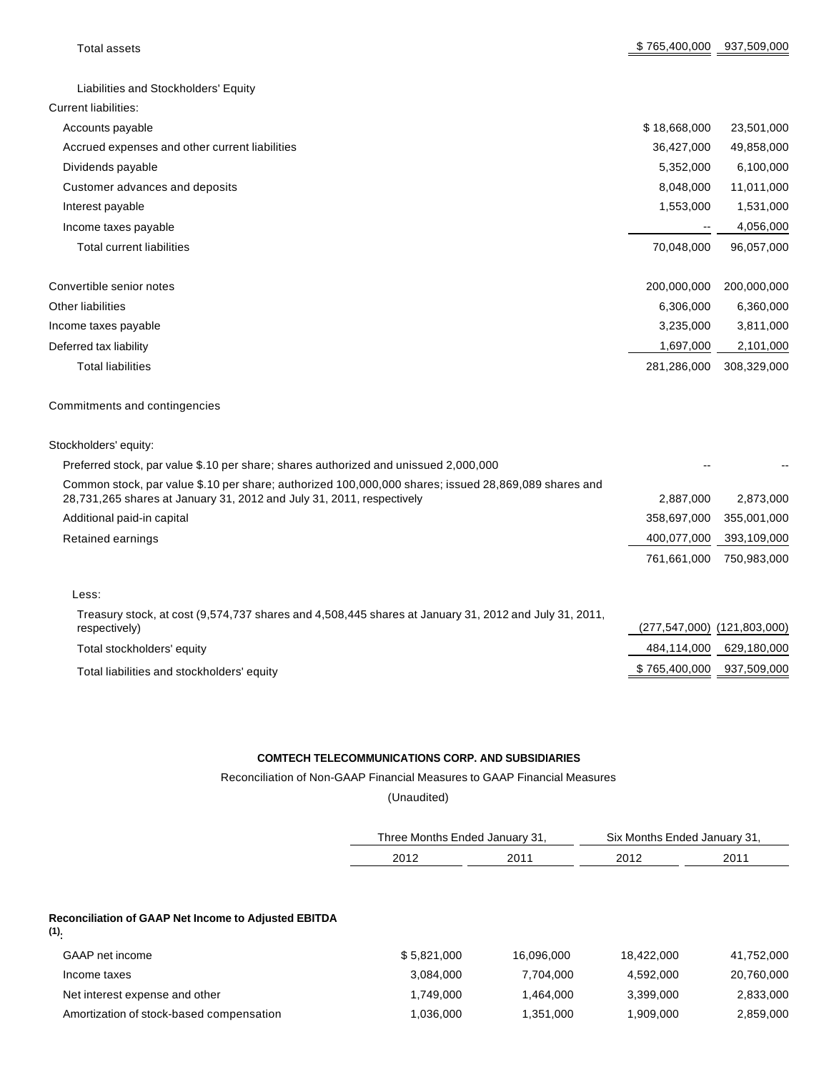| | | |
|---|---|---|
| Total assets | $ 765,400,000 | 937,509,000 |
| | | |
| Liabilities and Stockholders' Equity | | |
| Current liabilities: | | |
| Accounts payable | $ 18,668,000 | 23,501,000 |
| Accrued expenses and other current liabilities | 36,427,000 | 49,858,000 |
| Dividends payable | 5,352,000 | 6,100,000 |
| Customer advances and deposits | 8,048,000 | 11,011,000 |
| Interest payable | 1,553,000 | 1,531,000 |
| Income taxes payable | -- | 4,056,000 |
| Total current liabilities | 70,048,000 | 96,057,000 |
| | | |
| Convertible senior notes | 200,000,000 | 200,000,000 |
| Other liabilities | 6,306,000 | 6,360,000 |
| Income taxes payable | 3,235,000 | 3,811,000 |
| Deferred tax liability | 1,697,000 | 2,101,000 |
| Total liabilities | 281,286,000 | 308,329,000 |
| | | |
| Commitments and contingencies | | |
| | | |
| Stockholders' equity: | | |
| Preferred stock, par value $.10 per share; shares authorized and unissued 2,000,000 | -- | -- |
| Common stock, par value $.10 per share; authorized 100,000,000 shares; issued 28,869,089 shares and 28,731,265 shares at January 31, 2012 and July 31, 2011, respectively | 2,887,000 | 2,873,000 |
| Additional paid-in capital | 358,697,000 | 355,001,000 |
| Retained earnings | 400,077,000 | 393,109,000 |
| | 761,661,000 | 750,983,000 |
| | | |
| Less: | | |
| Treasury stock, at cost (9,574,737 shares and 4,508,445 shares at January 31, 2012 and July 31, 2011, respectively) | (277,547,000) | (121,803,000) |
| Total stockholders' equity | 484,114,000 | 629,180,000 |
| Total liabilities and stockholders' equity | $ 765,400,000 | 937,509,000 |

**COMTECH TELECOMMUNICATIONS CORP. AND SUBSIDIARIES**

Reconciliation of Non-GAAP Financial Measures to GAAP Financial Measures

(Unaudited)

| | Three Months Ended January 31, | | Six Months Ended January 31, | |
|---|---|---|---|---|
| | 2012 | 2011 | 2012 | 2011 |
| **Reconciliation of GAAP Net Income to Adjusted EBITDA (1):** | | | | |
| GAAP net income | $ 5,821,000 | 16,096,000 | 18,422,000 | 41,752,000 |
| Income taxes | 3,084,000 | 7,704,000 | 4,592,000 | 20,760,000 |
| Net interest expense and other | 1,749,000 | 1,464,000 | 3,399,000 | 2,833,000 |
| Amortization of stock-based compensation | 1,036,000 | 1,351,000 | 1,909,000 | 2,859,000 |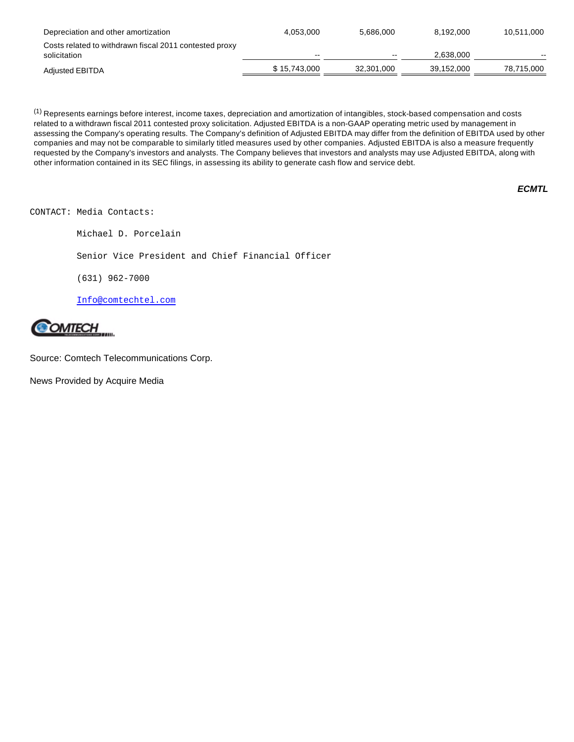| | | | | |
|---|---|---|---|---|
| Depreciation and other amortization | 4,053,000 | 5,686,000 | 8,192,000 | 10,511,000 |
| Costs related to withdrawn fiscal 2011 contested proxy solicitation | -- | -- | 2,638,000 | -- |
| Adjusted EBITDA | $ 15,743,000 | 32,301,000 | 39,152,000 | 78,715,000 |

(1) Represents earnings before interest, income taxes, depreciation and amortization of intangibles, stock-based compensation and costs related to a withdrawn fiscal 2011 contested proxy solicitation. Adjusted EBITDA is a non-GAAP operating metric used by management in assessing the Company's operating results. The Company's definition of Adjusted EBITDA may differ from the definition of EBITDA used by other companies and may not be comparable to similarly titled measures used by other companies. Adjusted EBITDA is also a measure frequently requested by the Company's investors and analysts. The Company believes that investors and analysts may use Adjusted EBITDA, along with other information contained in its SEC filings, in assessing its ability to generate cash flow and service debt.

***ECMTL***

CONTACT: Media Contacts:

Michael D. Porcelain

Senior Vice President and Chief Financial Officer

(631) 962-7000

Info@comtechtel.com

Source: Comtech Telecommunications Corp.

News Provided by Acquire Media